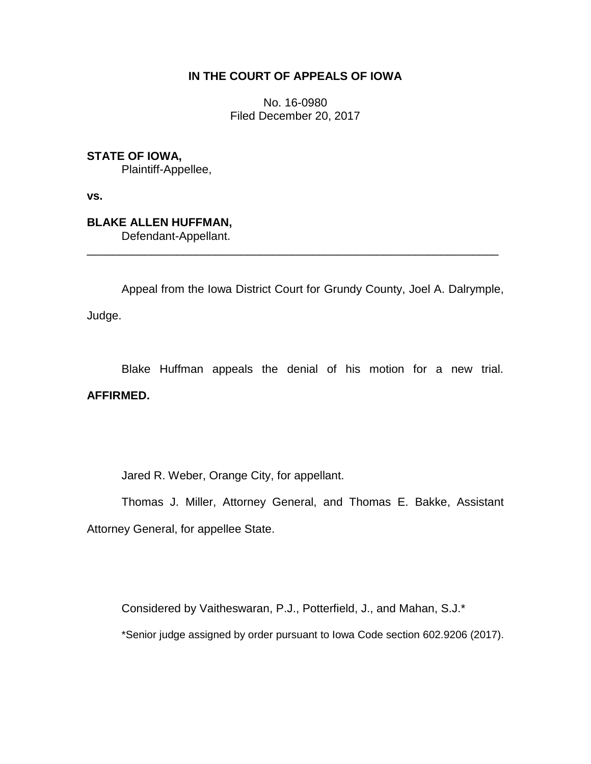**IN THE COURT OF APPEALS OF IOWA**

No. 16-0980
Filed December 20, 2017

**STATE OF IOWA,**
Plaintiff-Appellee,

**vs.**

**BLAKE ALLEN HUFFMAN,**
Defendant-Appellant.

---

Appeal from the Iowa District Court for Grundy County, Joel A. Dalrymple, Judge.

Blake Huffman appeals the denial of his motion for a new trial. **AFFIRMED.**

Jared R. Weber, Orange City, for appellant.

Thomas J. Miller, Attorney General, and Thomas E. Bakke, Assistant Attorney General, for appellee State.

Considered by Vaitheswaran, P.J., Potterfield, J., and Mahan, S.J.*

*Senior judge assigned by order pursuant to Iowa Code section 602.9206 (2017).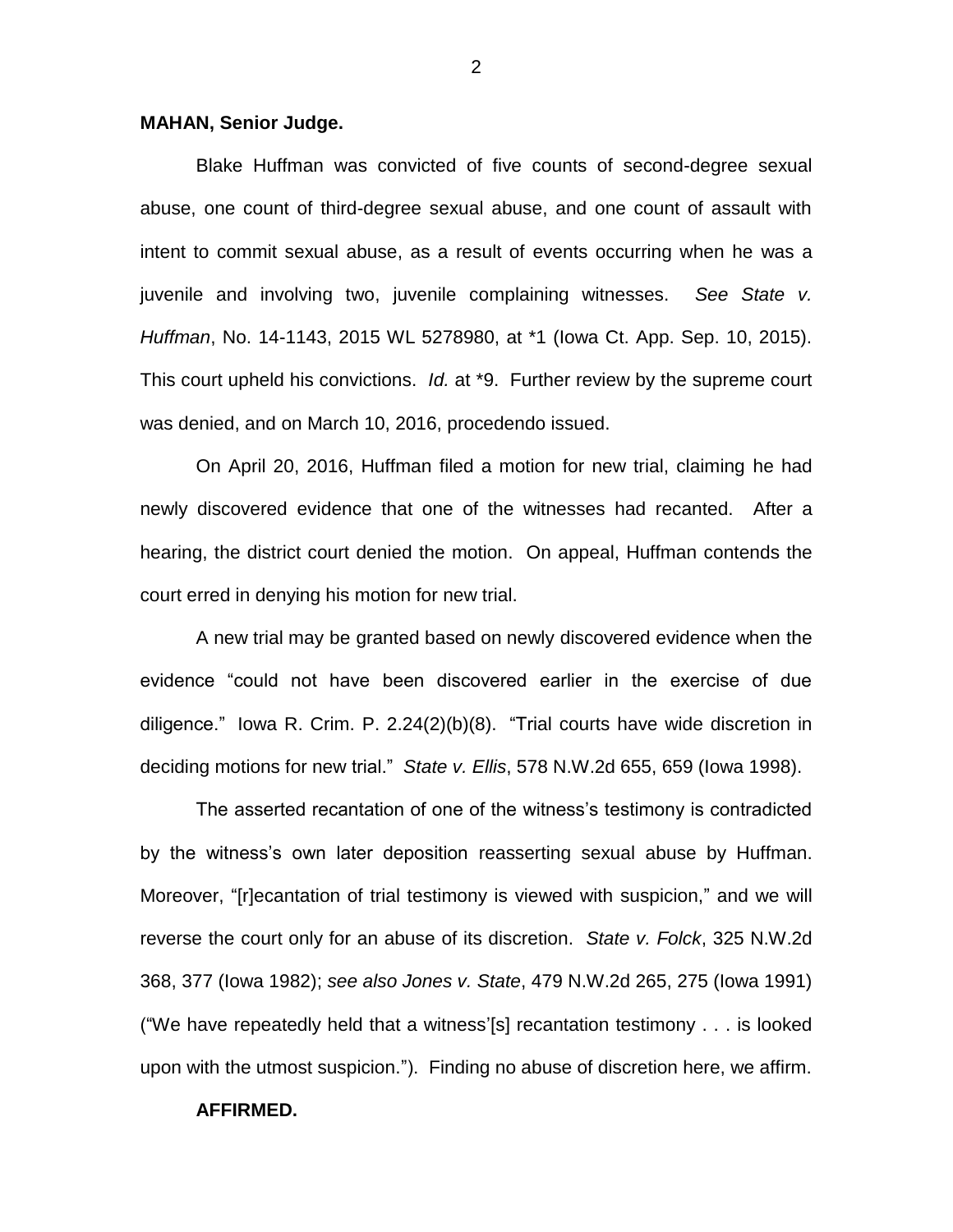**MAHAN, Senior Judge.**

Blake Huffman was convicted of five counts of second-degree sexual abuse, one count of third-degree sexual abuse, and one count of assault with intent to commit sexual abuse, as a result of events occurring when he was a juvenile and involving two, juvenile complaining witnesses. *See State v. Huffman*, No. 14-1143, 2015 WL 5278980, at *1 (Iowa Ct. App. Sep. 10, 2015). This court upheld his convictions. *Id.* at *9. Further review by the supreme court was denied, and on March 10, 2016, procedendo issued.

On April 20, 2016, Huffman filed a motion for new trial, claiming he had newly discovered evidence that one of the witnesses had recanted. After a hearing, the district court denied the motion. On appeal, Huffman contends the court erred in denying his motion for new trial.

A new trial may be granted based on newly discovered evidence when the evidence "could not have been discovered earlier in the exercise of due diligence." Iowa R. Crim. P. 2.24(2)(b)(8). "Trial courts have wide discretion in deciding motions for new trial." *State v. Ellis*, 578 N.W.2d 655, 659 (Iowa 1998).

The asserted recantation of one of the witness's testimony is contradicted by the witness's own later deposition reasserting sexual abuse by Huffman. Moreover, "[r]ecantation of trial testimony is viewed with suspicion," and we will reverse the court only for an abuse of its discretion. *State v. Folck*, 325 N.W.2d 368, 377 (Iowa 1982); *see also Jones v. State*, 479 N.W.2d 265, 275 (Iowa 1991) ("We have repeatedly held that a witness'[s] recantation testimony . . . is looked upon with the utmost suspicion."). Finding no abuse of discretion here, we affirm.

**AFFIRMED.**